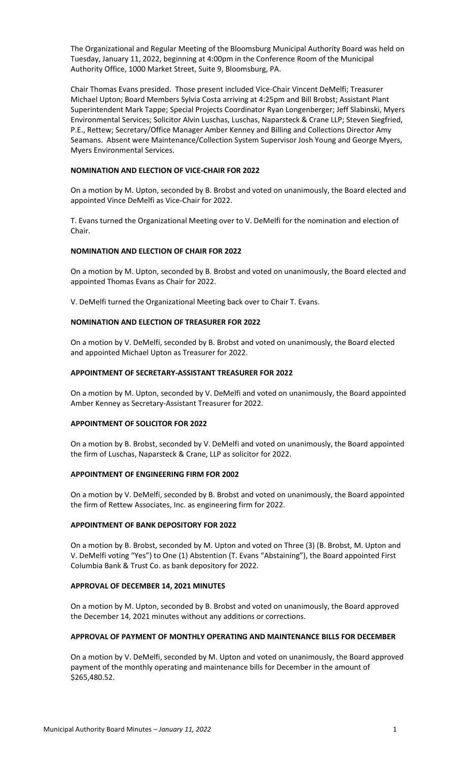The Organizational and Regular Meeting of the Bloomsburg Municipal Authority Board was held on Tuesday, January 11, 2022, beginning at 4:00pm in the Conference Room of the Municipal Authority Office, 1000 Market Street, Suite 9, Bloomsburg, PA.

Chair Thomas Evans presided. Those present included Vice-Chair Vincent DeMelfi; Treasurer Michael Upton; Board Members Sylvia Costa arriving at 4:25pm and Bill Brobst; Assistant Plant Superintendent Mark Tappe; Special Projects Coordinator Ryan Longenberger; Jeff Slabinski, Myers Environmental Services; Solicitor Alvin Luschas, Luschas, Naparsteck & Crane LLP; Steven Siegfried, P.E., Rettew; Secretary/Office Manager Amber Kenney and Billing and Collections Director Amy Seamans. Absent were Maintenance/Collection System Supervisor Josh Young and George Myers, Myers Environmental Services.

**NOMINATION AND ELECTION OF VICE-CHAIR FOR 2022**

On a motion by M. Upton, seconded by B. Brobst and voted on unanimously, the Board elected and appointed Vince DeMelfi as Vice-Chair for 2022.

T. Evans turned the Organizational Meeting over to V. DeMelfi for the nomination and election of Chair.

**NOMINATION AND ELECTION OF CHAIR FOR 2022**

On a motion by M. Upton, seconded by B. Brobst and voted on unanimously, the Board elected and appointed Thomas Evans as Chair for 2022.

V. DeMelfi turned the Organizational Meeting back over to Chair T. Evans.

**NOMINATION AND ELECTION OF TREASURER FOR 2022**

On a motion by V. DeMelfi, seconded by B. Brobst and voted on unanimously, the Board elected and appointed Michael Upton as Treasurer for 2022.

**APPOINTMENT OF SECRETARY-ASSISTANT TREASURER FOR 2022**

On a motion by M. Upton, seconded by V. DeMelfi and voted on unanimously, the Board appointed Amber Kenney as Secretary-Assistant Treasurer for 2022.

**APPOINTMENT OF SOLICITOR FOR 2022**

On a motion by B. Brobst, seconded by V. DeMelfi and voted on unanimously, the Board appointed the firm of Luschas, Naparsteck & Crane, LLP as solicitor for 2022.

**APPOINTMENT OF ENGINEERING FIRM FOR 2002**

On a motion by V. DeMelfi, seconded by B. Brobst and voted on unanimously, the Board appointed the firm of Rettew Associates, Inc. as engineering firm for 2022.

**APPOINTMENT OF BANK DEPOSITORY FOR 2022**

On a motion by B. Brobst, seconded by M. Upton and voted on Three (3) (B. Brobst, M. Upton and V. DeMelfi voting "Yes") to One (1) Abstention (T. Evans "Abstaining"), the Board appointed First Columbia Bank & Trust Co. as bank depository for 2022.

**APPROVAL OF DECEMBER 14, 2021 MINUTES**

On a motion by M. Upton, seconded by B. Brobst and voted on unanimously, the Board approved the December 14, 2021 minutes without any additions or corrections.

**APPROVAL OF PAYMENT OF MONTHLY OPERATING AND MAINTENANCE BILLS FOR DECEMBER**

On a motion by V. DeMelfi, seconded by M. Upton and voted on unanimously, the Board approved payment of the monthly operating and maintenance bills for December in the amount of $265,480.52.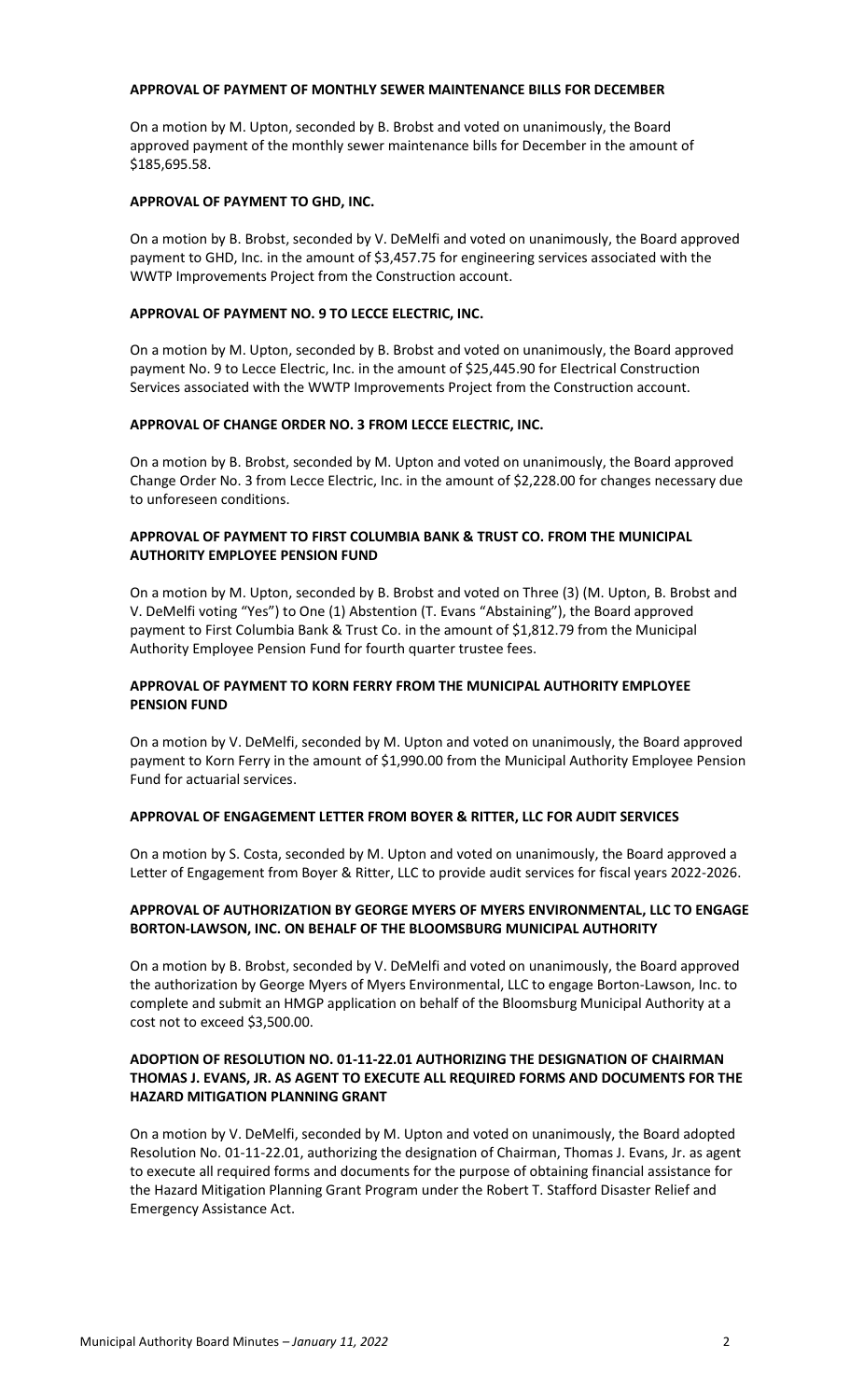**APPROVAL OF PAYMENT OF MONTHLY SEWER MAINTENANCE BILLS FOR DECEMBER**

On a motion by M. Upton, seconded by B. Brobst and voted on unanimously, the Board approved payment of the monthly sewer maintenance bills for December in the amount of $185,695.58.

**APPROVAL OF PAYMENT TO GHD, INC.**

On a motion by B. Brobst, seconded by V. DeMelfi and voted on unanimously, the Board approved payment to GHD, Inc. in the amount of $3,457.75 for engineering services associated with the WWTP Improvements Project from the Construction account.

**APPROVAL OF PAYMENT NO. 9 TO LECCE ELECTRIC, INC.**

On a motion by M. Upton, seconded by B. Brobst and voted on unanimously, the Board approved payment No. 9 to Lecce Electric, Inc. in the amount of $25,445.90 for Electrical Construction Services associated with the WWTP Improvements Project from the Construction account.

**APPROVAL OF CHANGE ORDER NO. 3 FROM LECCE ELECTRIC, INC.**

On a motion by B. Brobst, seconded by M. Upton and voted on unanimously, the Board approved Change Order No. 3 from Lecce Electric, Inc. in the amount of $2,228.00 for changes necessary due to unforeseen conditions.

**APPROVAL OF PAYMENT TO FIRST COLUMBIA BANK & TRUST CO. FROM THE MUNICIPAL AUTHORITY EMPLOYEE PENSION FUND**

On a motion by M. Upton, seconded by B. Brobst and voted on Three (3) (M. Upton, B. Brobst and V. DeMelfi voting "Yes") to One (1) Abstention (T. Evans "Abstaining"), the Board approved payment to First Columbia Bank & Trust Co. in the amount of $1,812.79 from the Municipal Authority Employee Pension Fund for fourth quarter trustee fees.

**APPROVAL OF PAYMENT TO KORN FERRY FROM THE MUNICIPAL AUTHORITY EMPLOYEE PENSION FUND**

On a motion by V. DeMelfi, seconded by M. Upton and voted on unanimously, the Board approved payment to Korn Ferry in the amount of $1,990.00 from the Municipal Authority Employee Pension Fund for actuarial services.

**APPROVAL OF ENGAGEMENT LETTER FROM BOYER & RITTER, LLC FOR AUDIT SERVICES**

On a motion by S. Costa, seconded by M. Upton and voted on unanimously, the Board approved a Letter of Engagement from Boyer & Ritter, LLC to provide audit services for fiscal years 2022-2026.

**APPROVAL OF AUTHORIZATION BY GEORGE MYERS OF MYERS ENVIRONMENTAL, LLC TO ENGAGE BORTON-LAWSON, INC. ON BEHALF OF THE BLOOMSBURG MUNICIPAL AUTHORITY**

On a motion by B. Brobst, seconded by V. DeMelfi and voted on unanimously, the Board approved the authorization by George Myers of Myers Environmental, LLC to engage Borton-Lawson, Inc. to complete and submit an HMGP application on behalf of the Bloomsburg Municipal Authority at a cost not to exceed $3,500.00.

**ADOPTION OF RESOLUTION NO. 01-11-22.01 AUTHORIZING THE DESIGNATION OF CHAIRMAN THOMAS J. EVANS, JR. AS AGENT TO EXECUTE ALL REQUIRED FORMS AND DOCUMENTS FOR THE HAZARD MITIGATION PLANNING GRANT**

On a motion by V. DeMelfi, seconded by M. Upton and voted on unanimously, the Board adopted Resolution No. 01-11-22.01, authorizing the designation of Chairman, Thomas J. Evans, Jr. as agent to execute all required forms and documents for the purpose of obtaining financial assistance for the Hazard Mitigation Planning Grant Program under the Robert T. Stafford Disaster Relief and Emergency Assistance Act.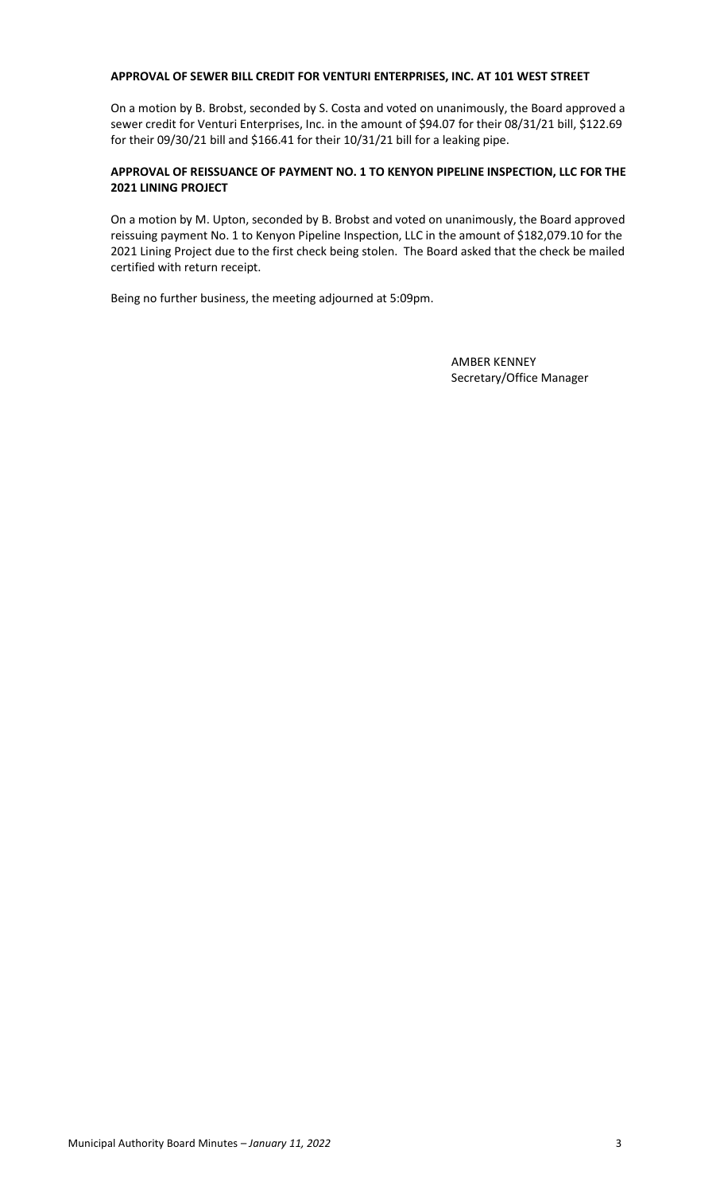**APPROVAL OF SEWER BILL CREDIT FOR VENTURI ENTERPRISES, INC. AT 101 WEST STREET**

On a motion by B. Brobst, seconded by S. Costa and voted on unanimously, the Board approved a sewer credit for Venturi Enterprises, Inc. in the amount of $94.07 for their 08/31/21 bill, $122.69 for their 09/30/21 bill and $166.41 for their 10/31/21 bill for a leaking pipe.

**APPROVAL OF REISSUANCE OF PAYMENT NO. 1 TO KENYON PIPELINE INSPECTION, LLC FOR THE 2021 LINING PROJECT**

On a motion by M. Upton, seconded by B. Brobst and voted on unanimously, the Board approved reissuing payment No. 1 to Kenyon Pipeline Inspection, LLC in the amount of $182,079.10 for the 2021 Lining Project due to the first check being stolen. The Board asked that the check be mailed certified with return receipt.

Being no further business, the meeting adjourned at 5:09pm.

AMBER KENNEY
Secretary/Office Manager